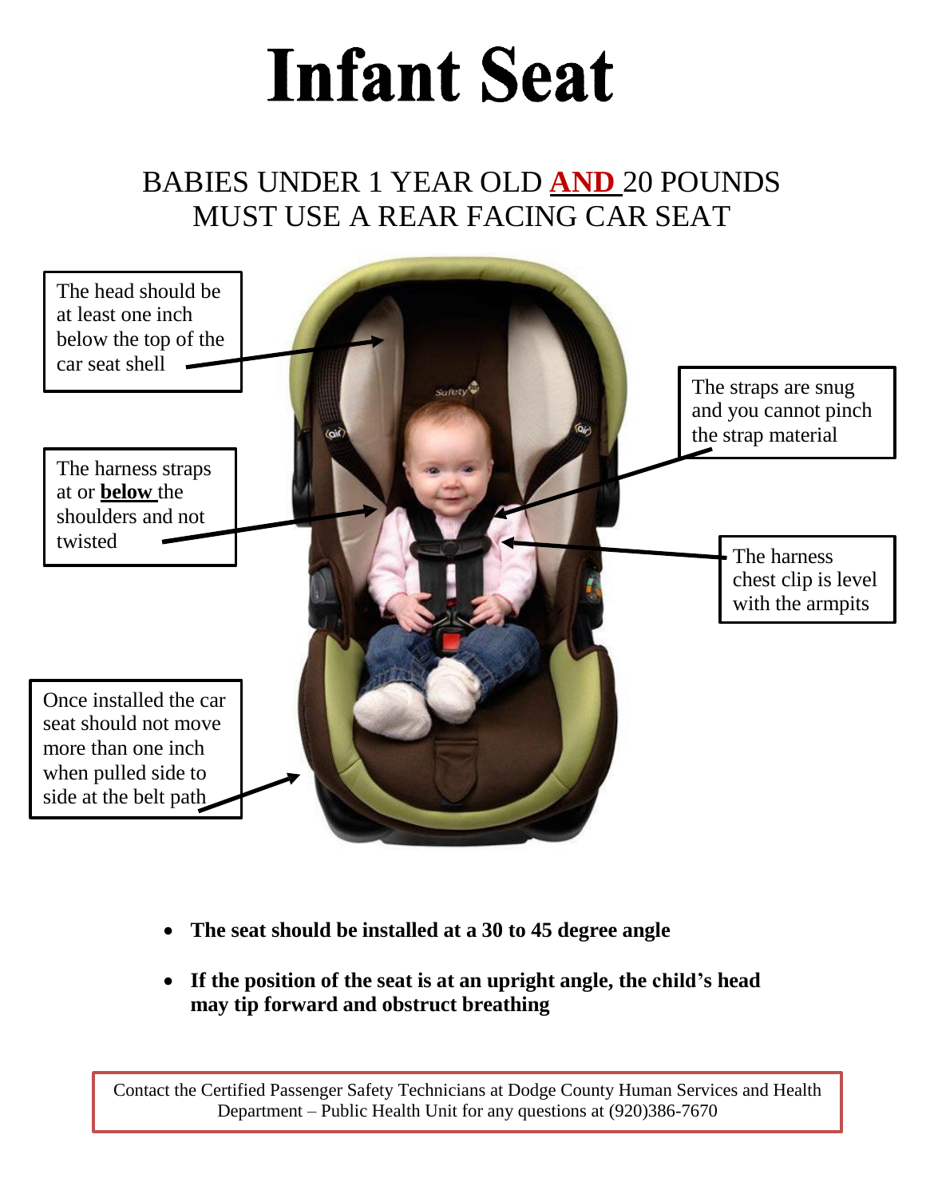# Infant Seat

BABIES UNDER 1 YEAR OLD **AND** 20 POUNDS MUST USE A REAR FACING CAR SEAT

The head should be at least one inch below the top of the car seat shell

The harness straps at or **below** the shoulders and not twisted

Once installed the car seat should not move more than one inch when pulled side to side at the belt path

The straps are snug and you cannot pinch the strap material

The harness chest clip is level with the armpits

- **The seat should be installed at a 30 to 45 degree angle**
- **If the position of the seat is at an upright angle, the child's head may tip forward and obstruct breathing**

Contact the Certified Passenger Safety Technicians at Dodge County Human Services and Health Department – Public Health Unit for any questions at (920)386-7670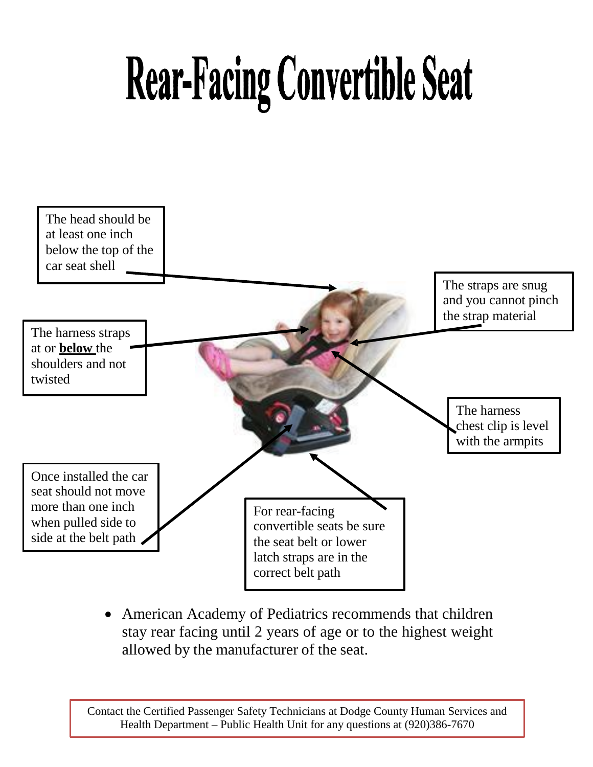# Rear-Facing Convertible Seat

The head should be at least one inch below the top of the car seat shell

The straps are snug and you cannot pinch the strap material

The harness straps at or **below** the shoulders and not twisted

The harness chest clip is level with the armpits

Once installed the car seat should not move more than one inch when pulled side to side at the belt path

For rear-facing convertible seats be sure the seat belt or lower latch straps are in the correct belt path

- American Academy of Pediatrics recommends that children stay rear facing until 2 years of age or to the highest weight allowed by the manufacturer of the seat.

Contact the Certified Passenger Safety Technicians at Dodge County Human Services and Health Department – Public Health Unit for any questions at (920)386-7670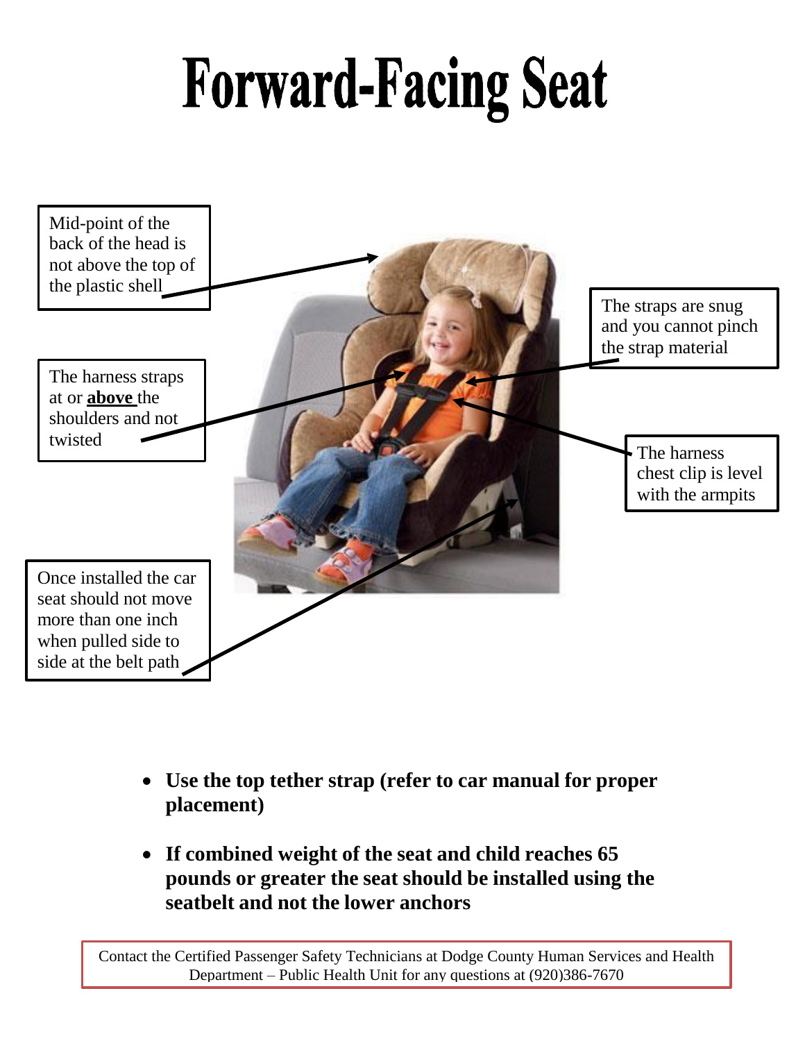# Forward-Facing Seat

Mid-point of the back of the head is not above the top of the plastic shell

The harness straps at or **above** the shoulders and not twisted

Once installed the car seat should not move more than one inch when pulled side to side at the belt path

The straps are snug and you cannot pinch the strap material

The harness chest clip is level with the armpits

- **Use the top tether strap (refer to car manual for proper placement)**
- **If combined weight of the seat and child reaches 65 pounds or greater the seat should be installed using the seatbelt and not the lower anchors**

Contact the Certified Passenger Safety Technicians at Dodge County Human Services and Health Department – Public Health Unit for any questions at (920)386-7670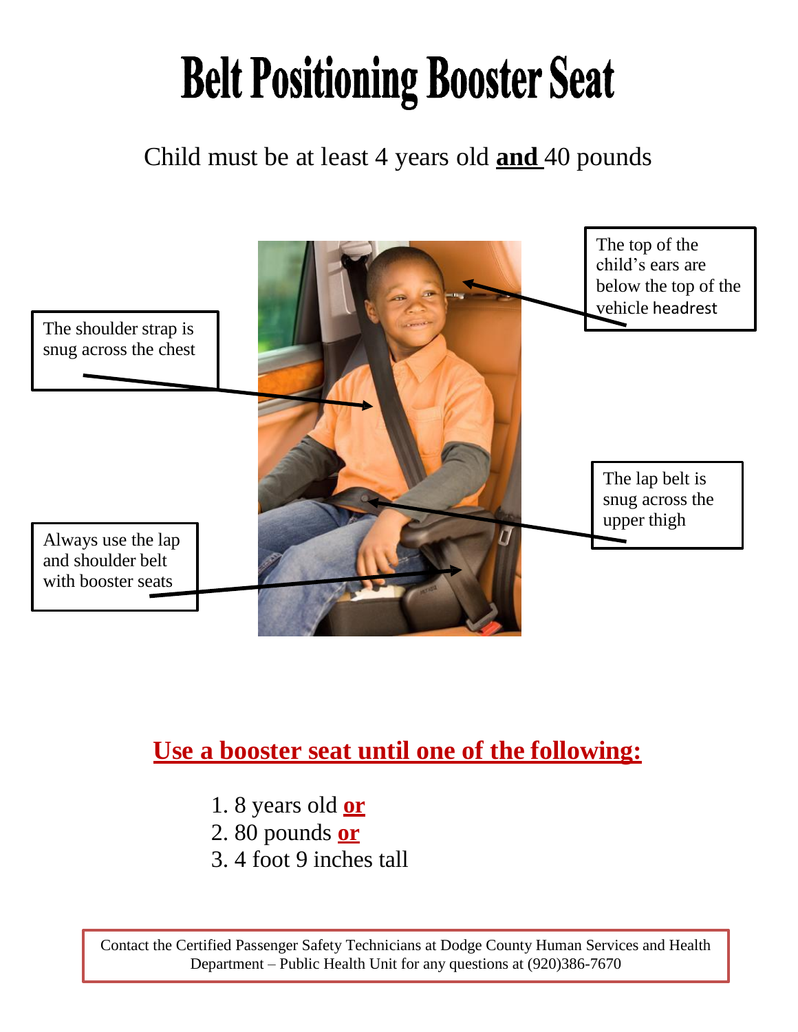# Belt Positioning Booster Seat

Child must be at least 4 years old **and** 40 pounds

The shoulder strap is snug across the chest

The top of the child's ears are below the top of the vehicle headrest

The lap belt is snug across the upper thigh

Always use the lap and shoulder belt with booster seats

## Use a booster seat until one of the following:

1. 8 years old **or**
2. 80 pounds **or**
3. 4 foot 9 inches tall

Contact the Certified Passenger Safety Technicians at Dodge County Human Services and Health Department – Public Health Unit for any questions at (920)386-7670